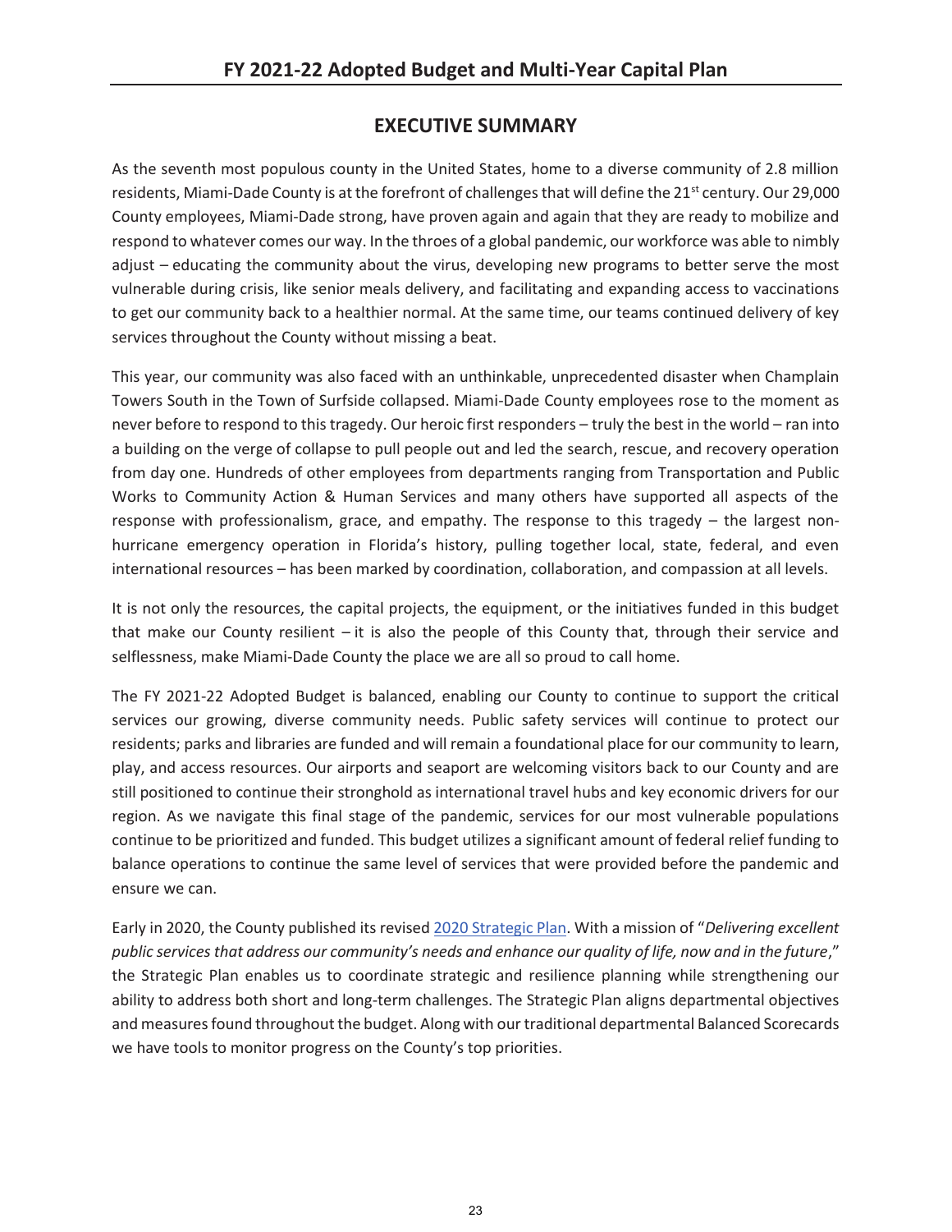## EXECUTIVE SUMMARY

As the seventh most populous county in the United States, home to a diverse community of 2.8 million residents, Miami-Dade County is at the forefront of challenges that will define the 21st century. Our 29,000 County employees, Miami-Dade strong, have proven again and again that they are ready to mobilize and respond to whatever comes our way. In the throes of a global pandemic, our workforce was able to nimbly adjust – educating the community about the virus, developing new programs to better serve the most vulnerable during crisis, like senior meals delivery, and facilitating and expanding access to vaccinations to get our community back to a healthier normal. At the same time, our teams continued delivery of key services throughout the County without missing a beat.

This year, our community was also faced with an unthinkable, unprecedented disaster when Champlain Towers South in the Town of Surfside collapsed. Miami-Dade County employees rose to the moment as never before to respond to this tragedy. Our heroic first responders – truly the best in the world – ran into a building on the verge of collapse to pull people out and led the search, rescue, and recovery operation from day one. Hundreds of other employees from departments ranging from Transportation and Public Works to Community Action & Human Services and many others have supported all aspects of the response with professionalism, grace, and empathy. The response to this tragedy – the largest non-hurricane emergency operation in Florida's history, pulling together local, state, federal, and even international resources – has been marked by coordination, collaboration, and compassion at all levels.

It is not only the resources, the capital projects, the equipment, or the initiatives funded in this budget that make our County resilient – it is also the people of this County that, through their service and selflessness, make Miami-Dade County the place we are all so proud to call home.

The FY 2021-22 Adopted Budget is balanced, enabling our County to continue to support the critical services our growing, diverse community needs. Public safety services will continue to protect our residents; parks and libraries are funded and will remain a foundational place for our community to learn, play, and access resources. Our airports and seaport are welcoming visitors back to our County and are still positioned to continue their stronghold as international travel hubs and key economic drivers for our region. As we navigate this final stage of the pandemic, services for our most vulnerable populations continue to be prioritized and funded. This budget utilizes a significant amount of federal relief funding to balance operations to continue the same level of services that were provided before the pandemic and ensure we can.

Early in 2020, the County published its revised 2020 Strategic Plan. With a mission of "*Delivering excellent public services that address our community's needs and enhance our quality of life, now and in the future*," the Strategic Plan enables us to coordinate strategic and resilience planning while strengthening our ability to address both short and long-term challenges. The Strategic Plan aligns departmental objectives and measures found throughout the budget. Along with our traditional departmental Balanced Scorecards we have tools to monitor progress on the County's top priorities.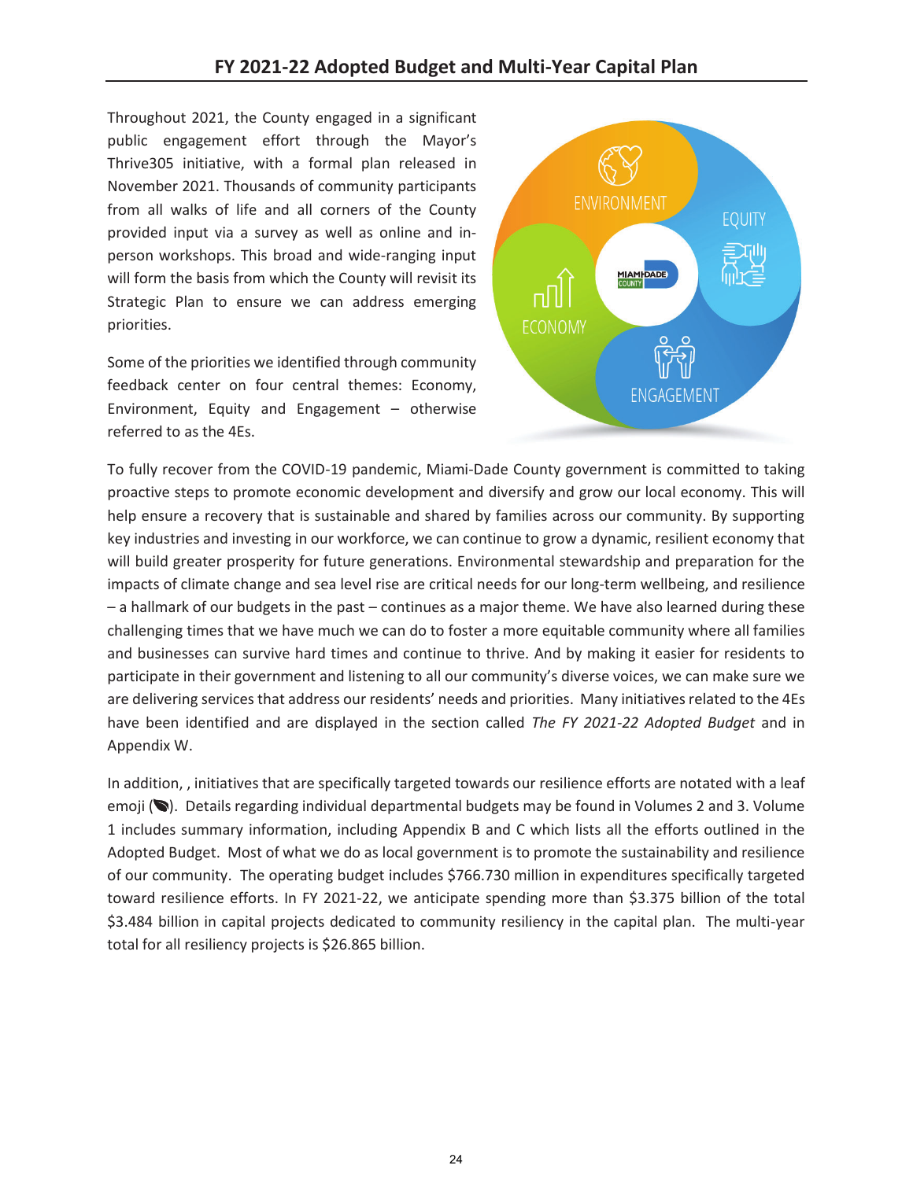Throughout 2021, the County engaged in a significant public engagement effort through the Mayor's Thrive305 initiative, with a formal plan released in November 2021. Thousands of community participants from all walks of life and all corners of the County provided input via a survey as well as online and in-person workshops. This broad and wide-ranging input will form the basis from which the County will revisit its Strategic Plan to ensure we can address emerging priorities.

Some of the priorities we identified through community feedback center on four central themes: Economy, Environment, Equity and Engagement – otherwise referred to as the 4Es.

To fully recover from the COVID-19 pandemic, Miami-Dade County government is committed to taking proactive steps to promote economic development and diversify and grow our local economy. This will help ensure a recovery that is sustainable and shared by families across our community. By supporting key industries and investing in our workforce, we can continue to grow a dynamic, resilient economy that will build greater prosperity for future generations. Environmental stewardship and preparation for the impacts of climate change and sea level rise are critical needs for our long-term wellbeing, and resilience – a hallmark of our budgets in the past – continues as a major theme. We have also learned during these challenging times that we have much we can do to foster a more equitable community where all families and businesses can survive hard times and continue to thrive. And by making it easier for residents to participate in their government and listening to all our community's diverse voices, we can make sure we are delivering services that address our residents' needs and priorities. Many initiatives related to the 4Es have been identified and are displayed in the section called *The FY 2021-22 Adopted Budget* and in Appendix W.

In addition, , initiatives that are specifically targeted towards our resilience efforts are notated with a leaf emoji (🍃). Details regarding individual departmental budgets may be found in Volumes 2 and 3. Volume 1 includes summary information, including Appendix B and C which lists all the efforts outlined in the Adopted Budget. Most of what we do as local government is to promote the sustainability and resilience of our community. The operating budget includes $766.730 million in expenditures specifically targeted toward resilience efforts. In FY 2021-22, we anticipate spending more than $3.375 billion of the total $3.484 billion in capital projects dedicated to community resiliency in the capital plan. The multi-year total for all resiliency projects is $26.865 billion.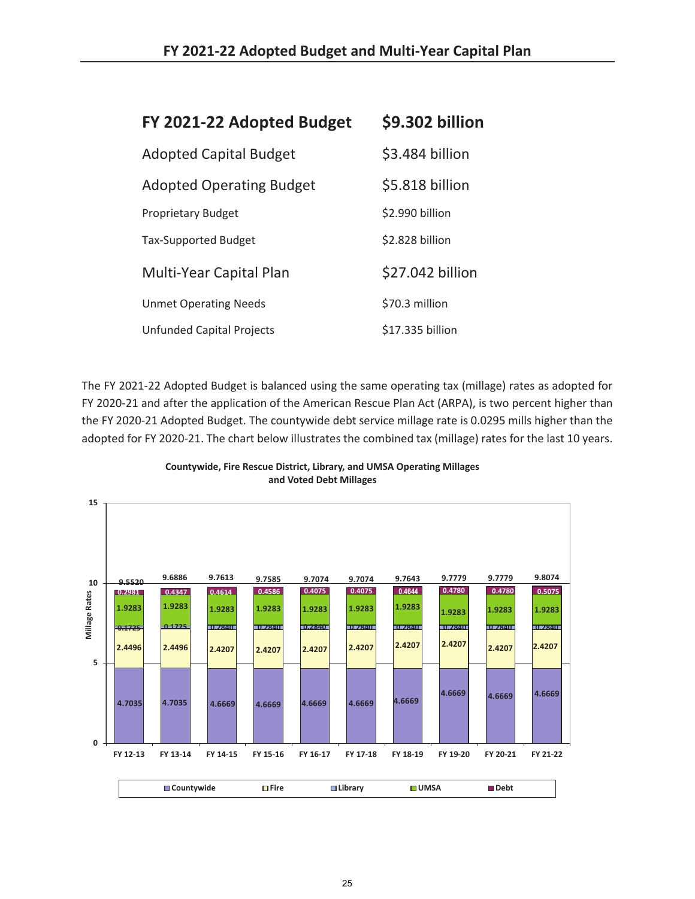## FY 2021-22 Adopted Budget and Multi-Year Capital Plan

| **FY 2021-22 Adopted Budget** | **$9.302 billion** |
|---|---|
| Adopted Capital Budget | $3.484 billion |
| Adopted Operating Budget | $5.818 billion |
| Proprietary Budget | $2.990 billion |
| Tax-Supported Budget | $2.828 billion |
| Multi-Year Capital Plan | $27.042 billion |
| Unmet Operating Needs | $70.3 million |
| Unfunded Capital Projects | $17.335 billion |

The FY 2021-22 Adopted Budget is balanced using the same operating tax (millage) rates as adopted for FY 2020-21 and after the application of the American Rescue Plan Act (ARPA), is two percent higher than the FY 2020-21 Adopted Budget. The countywide debt service millage rate is 0.0295 mills higher than the adopted for FY 2020-21. The chart below illustrates the combined tax (millage) rates for the last 10 years.

**Countywide, Fire Rescue District, Library, and UMSA Operating Millages and Voted Debt Millages**

| | FY 12-13 | FY 13-14 | FY 14-15 | FY 15-16 | FY 16-17 | FY 17-18 | FY 18-19 | FY 19-20 | FY 20-21 | FY 21-22 |
|---|---|---|---|---|---|---|---|---|---|---|
| Countywide | 4.7035 | 4.7035 | 4.6669 | 4.6669 | 4.6669 | 4.6669 | 4.6669 | 4.6669 | 4.6669 | 4.6669 |
| Fire | 2.4496 | 2.4496 | 2.4207 | 2.4207 | 2.4207 | 2.4207 | 2.4207 | 2.4207 | 2.4207 | 2.4207 |
| Library | 0.1725 | 0.1725 | 0.2840 | 0.2840 | 0.2840 | 0.2840 | 0.2840 | 0.2840 | 0.2840 | 0.2840 |
| UMSA | 1.9283 | 1.9283 | 1.9283 | 1.9283 | 1.9283 | 1.9283 | 1.9283 | 1.9283 | 1.9283 | 1.9283 |
| Debt | 0.2981 | 0.4347 | 0.4614 | 0.4586 | 0.4075 | 0.4075 | 0.4644 | 0.4780 | 0.4780 | 0.5075 |
| Total | 9.5520 | 9.6886 | 9.7613 | 9.7585 | 9.7074 | 9.7074 | 9.7643 | 9.7779 | 9.7779 | 9.8074 |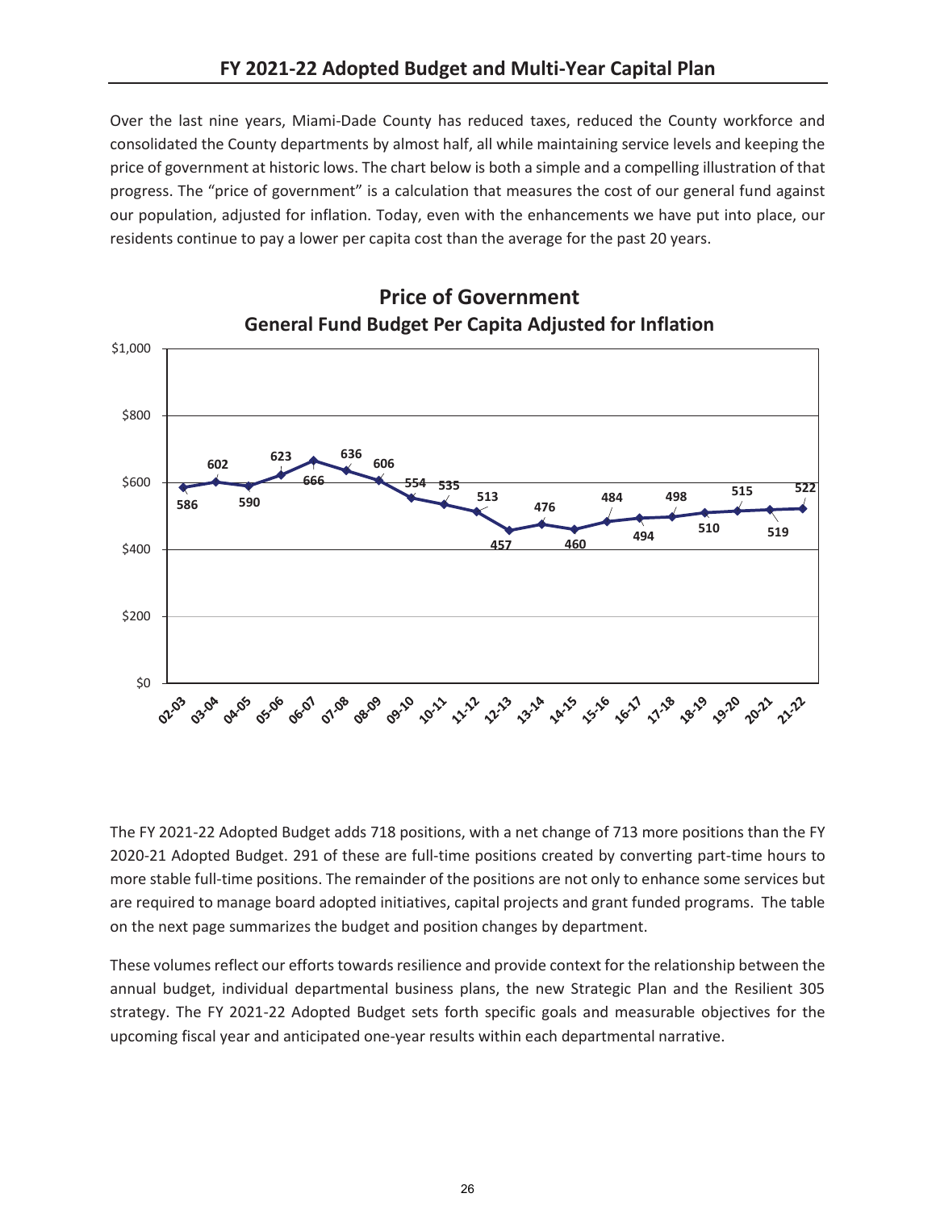Over the last nine years, Miami-Dade County has reduced taxes, reduced the County workforce and consolidated the County departments by almost half, all while maintaining service levels and keeping the price of government at historic lows. The chart below is both a simple and a compelling illustration of that progress. The "price of government" is a calculation that measures the cost of our general fund against our population, adjusted for inflation. Today, even with the enhancements we have put into place, our residents continue to pay a lower per capita cost than the average for the past 20 years.

**Price of Government**
**General Fund Budget Per Capita Adjusted for Inflation**

| Fiscal Year | Per Capita ($) |
|---|---|
| 02-03 | 586 |
| 03-04 | 602 |
| 04-05 | 590 |
| 05-06 | 623 |
| 06-07 | 666 |
| 07-08 | 636 |
| 08-09 | 606 |
| 09-10 | 554 |
| 10-11 | 535 |
| 11-12 | 513 |
| 12-13 | 457 |
| 13-14 | 476 |
| 14-15 | 460 |
| 15-16 | 484 |
| 16-17 | 494 |
| 17-18 | 498 |
| 18-19 | 510 |
| 19-20 | 515 |
| 20-21 | 519 |
| 21-22 | 522 |

The FY 2021-22 Adopted Budget adds 718 positions, with a net change of 713 more positions than the FY 2020-21 Adopted Budget. 291 of these are full-time positions created by converting part-time hours to more stable full-time positions. The remainder of the positions are not only to enhance some services but are required to manage board adopted initiatives, capital projects and grant funded programs. The table on the next page summarizes the budget and position changes by department.

These volumes reflect our efforts towards resilience and provide context for the relationship between the annual budget, individual departmental business plans, the new Strategic Plan and the Resilient 305 strategy. The FY 2021-22 Adopted Budget sets forth specific goals and measurable objectives for the upcoming fiscal year and anticipated one-year results within each departmental narrative.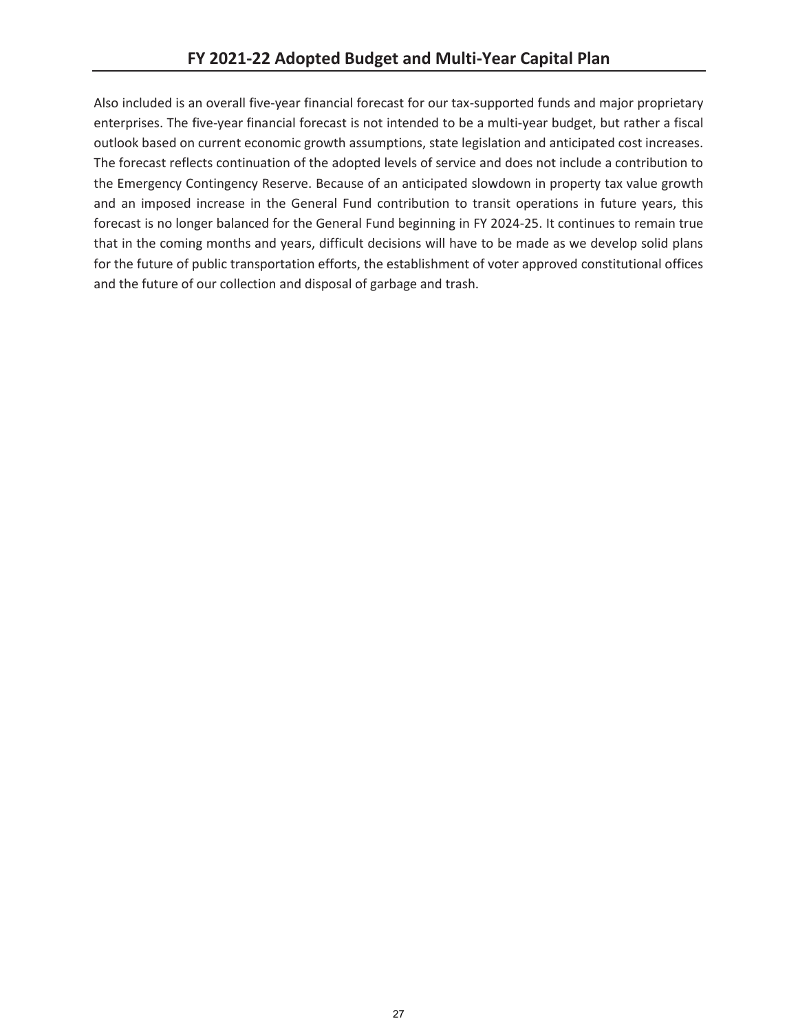Also included is an overall five-year financial forecast for our tax-supported funds and major proprietary enterprises. The five-year financial forecast is not intended to be a multi-year budget, but rather a fiscal outlook based on current economic growth assumptions, state legislation and anticipated cost increases. The forecast reflects continuation of the adopted levels of service and does not include a contribution to the Emergency Contingency Reserve. Because of an anticipated slowdown in property tax value growth and an imposed increase in the General Fund contribution to transit operations in future years, this forecast is no longer balanced for the General Fund beginning in FY 2024-25. It continues to remain true that in the coming months and years, difficult decisions will have to be made as we develop solid plans for the future of public transportation efforts, the establishment of voter approved constitutional offices and the future of our collection and disposal of garbage and trash.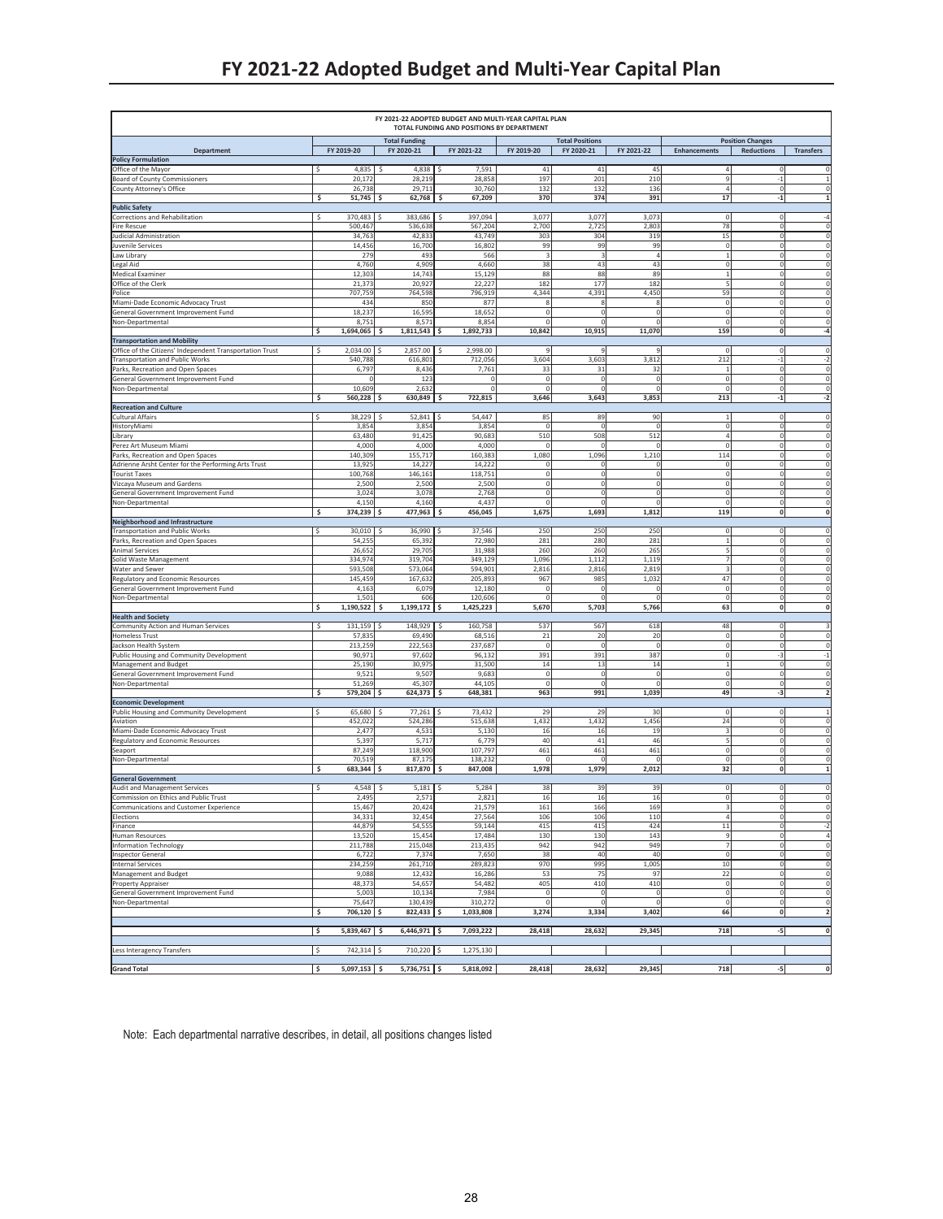# FY 2021-22 Adopted Budget and Multi-Year Capital Plan

FY 2021-22 ADOPTED BUDGET AND MULTI-YEAR CAPITAL PLAN
TOTAL FUNDING AND POSITIONS BY DEPARTMENT

| Department | Total Funding | | | Total Positions | | | Position Changes | | |
|---|---|---|---|---|---|---|---|---|---|
| | FY 2019-20 | FY 2020-21 | FY 2021-22 | FY 2019-20 | FY 2020-21 | FY 2021-22 | Enhancements | Reductions | Transfers |
| **Policy Formulation** | | | | | | | | | |
| Office of the Mayor | $ 4,835 | $ 4,838 | $ 7,591 | 41 | 41 | 45 | 4 | 0 | 0 |
| Board of County Commissioners | 20,172 | 28,219 | 28,858 | 197 | 201 | 210 | 9 | -1 | 1 |
| County Attorney's Office | 26,738 | 29,711 | 30,760 | 132 | 132 | 136 | 4 | 0 | 0 |
| | $ 51,745 | $ 62,768 | $ 67,209 | 370 | 374 | 391 | 17 | -1 | 1 |
| **Public Safety** | | | | | | | | | |
| Corrections and Rehabilitation | $ 370,483 | $ 383,686 | $ 397,094 | 3,077 | 3,077 | 3,073 | 0 | 0 | -4 |
| Fire Rescue | 500,467 | 536,638 | 567,204 | 2,700 | 2,725 | 2,803 | 78 | 0 | 0 |
| Judicial Administration | 34,763 | 42,833 | 43,749 | 303 | 304 | 319 | 15 | 0 | 0 |
| Juvenile Services | 14,456 | 16,700 | 16,802 | 99 | 99 | 99 | 0 | 0 | 0 |
| Law Library | 279 | 493 | 566 | 3 | 3 | 4 | 1 | 0 | 0 |
| Legal Aid | 4,760 | 4,909 | 4,660 | 38 | 43 | 43 | 0 | 0 | 0 |
| Medical Examiner | 12,303 | 14,743 | 15,129 | 88 | 88 | 89 | 1 | 0 | 0 |
| Office of the Clerk | 21,373 | 20,927 | 22,227 | 182 | 177 | 182 | 5 | 0 | 0 |
| Police | 707,759 | 764,598 | 796,919 | 4,344 | 4,391 | 4,450 | 59 | 0 | 0 |
| Miami-Dade Economic Advocacy Trust | 434 | 850 | 877 | 8 | 8 | 8 | 0 | 0 | 0 |
| General Government Improvement Fund | 18,237 | 16,595 | 18,652 | 0 | 0 | 0 | 0 | 0 | 0 |
| Non-Departmental | 8,751 | 8,571 | 8,854 | 0 | 0 | 0 | 0 | 0 | 0 |
| | $ 1,694,065 | $ 1,811,543 | $ 1,892,733 | 10,842 | 10,915 | 11,070 | 159 | 0 | -4 |
| **Transportation and Mobility** | | | | | | | | | |
| Office of the Citizens' Independent Transportation Trust | $ 2,034.00 | $ 2,857.00 | $ 2,998.00 | 9 | 9 | 9 | 0 | 0 | 0 |
| Transportation and Public Works | 540,788 | 616,801 | 712,056 | 3,604 | 3,603 | 3,812 | 212 | -1 | -2 |
| Parks, Recreation and Open Spaces | 6,797 | 8,436 | 7,761 | 33 | 31 | 32 | 1 | 0 | 0 |
| General Government Improvement Fund | 0 | 123 | 0 | 0 | 0 | 0 | 0 | 0 | 0 |
| Non-Departmental | 10,609 | 2,632 | 0 | 0 | 0 | 0 | 0 | 0 | 0 |
| | $ 560,228 | $ 630,849 | $ 722,815 | 3,646 | 3,643 | 3,853 | 213 | -1 | -2 |
| **Recreation and Culture** | | | | | | | | | |
| Cultural Affairs | $ 38,229 | $ 52,841 | $ 54,447 | 85 | 89 | 90 | 1 | 0 | 0 |
| HistoryMiami | 3,854 | 3,854 | 3,854 | 0 | 0 | 0 | 0 | 0 | 0 |
| Library | 63,480 | 91,425 | 90,683 | 510 | 508 | 512 | 4 | 0 | 0 |
| Perez Art Museum Miami | 4,000 | 4,000 | 4,000 | 0 | 0 | 0 | 0 | 0 | 0 |
| Parks, Recreation and Open Spaces | 140,309 | 155,717 | 160,383 | 1,080 | 1,096 | 1,210 | 114 | 0 | 0 |
| Adrienne Arsht Center for the Performing Arts Trust | 13,925 | 14,227 | 14,222 | 0 | 0 | 0 | 0 | 0 | 0 |
| Tourist Taxes | 100,768 | 146,161 | 118,751 | 0 | 0 | 0 | 0 | 0 | 0 |
| Vizcaya Museum and Gardens | 2,500 | 2,500 | 2,500 | 0 | 0 | 0 | 0 | 0 | 0 |
| General Government Improvement Fund | 3,024 | 3,078 | 2,768 | 0 | 0 | 0 | 0 | 0 | 0 |
| Non-Departmental | 4,150 | 4,160 | 4,437 | 0 | 0 | 0 | 0 | 0 | 0 |
| | $ 374,239 | $ 477,963 | $ 456,045 | 1,675 | 1,693 | 1,812 | 119 | 0 | 0 |
| **Neighborhood and Infrastructure** | | | | | | | | | |
| Transportation and Public Works | $ 30,010 | $ 36,990 | $ 37,546 | 250 | 250 | 250 | 0 | 0 | 0 |
| Parks, Recreation and Open Spaces | 54,255 | 65,392 | 72,980 | 281 | 280 | 281 | 1 | 0 | 0 |
| Animal Services | 26,652 | 29,705 | 31,988 | 260 | 260 | 265 | 5 | 0 | 0 |
| Solid Waste Management | 334,974 | 319,704 | 349,129 | 1,096 | 1,112 | 1,119 | 7 | 0 | 0 |
| Water and Sewer | 593,508 | 573,064 | 594,901 | 2,816 | 2,816 | 2,819 | 3 | 0 | 0 |
| Regulatory and Economic Resources | 145,459 | 167,632 | 205,893 | 967 | 985 | 1,032 | 47 | 0 | 0 |
| General Government Improvement Fund | 4,163 | 6,079 | 12,180 | 0 | 0 | 0 | 0 | 0 | 0 |
| Non-Departmental | 1,501 | 606 | 120,606 | 0 | 0 | 0 | 0 | 0 | 0 |
| | $ 1,190,522 | $ 1,199,172 | $ 1,425,223 | 5,670 | 5,703 | 5,766 | 63 | 0 | 0 |
| **Health and Society** | | | | | | | | | |
| Community Action and Human Services | $ 131,159 | $ 148,929 | $ 160,758 | 537 | 567 | 618 | 48 | 0 | 3 |
| Homeless Trust | 57,835 | 69,490 | 68,516 | 21 | 20 | 20 | 0 | 0 | 0 |
| Jackson Health System | 213,259 | 222,563 | 237,687 | 0 | 0 | 0 | 0 | 0 | 0 |
| Public Housing and Community Development | 90,971 | 97,602 | 96,132 | 391 | 391 | 387 | 0 | -3 | -1 |
| Management and Budget | 25,190 | 30,975 | 31,500 | 14 | 13 | 14 | 1 | 0 | 0 |
| General Government Improvement Fund | 9,521 | 9,507 | 9,683 | 0 | 0 | 0 | 0 | 0 | 0 |
| Non-Departmental | 51,269 | 45,307 | 44,105 | 0 | 0 | 0 | 0 | 0 | 0 |
| | $ 579,204 | $ 624,373 | $ 648,381 | 963 | 991 | 1,039 | 49 | -3 | 2 |
| **Economic Development** | | | | | | | | | |
| Public Housing and Community Development | $ 65,680 | $ 77,261 | $ 73,432 | 29 | 29 | 30 | 0 | 0 | 1 |
| Aviation | 452,022 | 524,286 | 515,638 | 1,432 | 1,432 | 1,456 | 24 | 0 | 0 |
| Miami-Dade Economic Advocacy Trust | 2,477 | 4,531 | 5,130 | 16 | 16 | 19 | 3 | 0 | 0 |
| Regulatory and Economic Resources | 5,397 | 5,717 | 6,779 | 40 | 41 | 46 | 5 | 0 | 0 |
| Seaport | 87,249 | 118,900 | 107,797 | 461 | 461 | 461 | 0 | 0 | 0 |
| Non-Departmental | 70,519 | 87,175 | 138,232 | 0 | 0 | 0 | 0 | 0 | 0 |
| | $ 683,344 | $ 817,870 | $ 847,008 | 1,978 | 1,979 | 2,012 | 32 | 0 | 1 |
| **General Government** | | | | | | | | | |
| Audit and Management Services | $ 4,548 | $ 5,181 | $ 5,284 | 38 | 39 | 39 | 0 | 0 | 0 |
| Commission on Ethics and Public Trust | 2,495 | 2,571 | 2,821 | 16 | 16 | 16 | 0 | 0 | 0 |
| Communications and Customer Experience | 15,467 | 20,424 | 21,579 | 161 | 166 | 169 | 3 | 0 | 0 |
| Elections | 34,331 | 32,454 | 27,564 | 106 | 106 | 110 | 4 | 0 | 0 |
| Finance | 44,879 | 54,555 | 59,144 | 415 | 415 | 424 | 11 | 0 | -2 |
| Human Resources | 13,520 | 15,454 | 17,484 | 130 | 130 | 143 | 9 | 0 | 4 |
| Information Technology | 211,788 | 215,048 | 213,435 | 942 | 942 | 949 | 7 | 0 | 0 |
| Inspector General | 6,722 | 7,374 | 7,650 | 38 | 40 | 40 | 0 | 0 | 0 |
| Internal Services | 234,259 | 261,710 | 289,823 | 970 | 995 | 1,005 | 10 | 0 | 0 |
| Management and Budget | 9,088 | 12,432 | 16,286 | 53 | 75 | 97 | 22 | 0 | 0 |
| Property Appraiser | 48,373 | 54,657 | 54,482 | 405 | 410 | 410 | 0 | 0 | 0 |
| General Government Improvement Fund | 5,003 | 10,134 | 7,984 | 0 | 0 | 0 | 0 | 0 | 0 |
| Non-Departmental | 75,647 | 130,439 | 310,272 | 0 | 0 | 0 | 0 | 0 | 0 |
| | $ 706,120 | $ 822,433 | $ 1,033,808 | 3,274 | 3,334 | 3,402 | 66 | 0 | 2 |
| | $ 5,839,467 | $ 6,446,971 | $ 7,093,222 | 28,418 | 28,632 | 29,345 | 718 | -5 | 0 |
| Less Interagency Transfers | $ 742,314 | $ 710,220 | $ 1,275,130 | | | | | | |
| **Grand Total** | $ 5,097,153 | $ 5,736,751 | $ 5,818,092 | 28,418 | 28,632 | 29,345 | 718 | -5 | 0 |

Note: Each departmental narrative describes, in detail, all positions changes listed